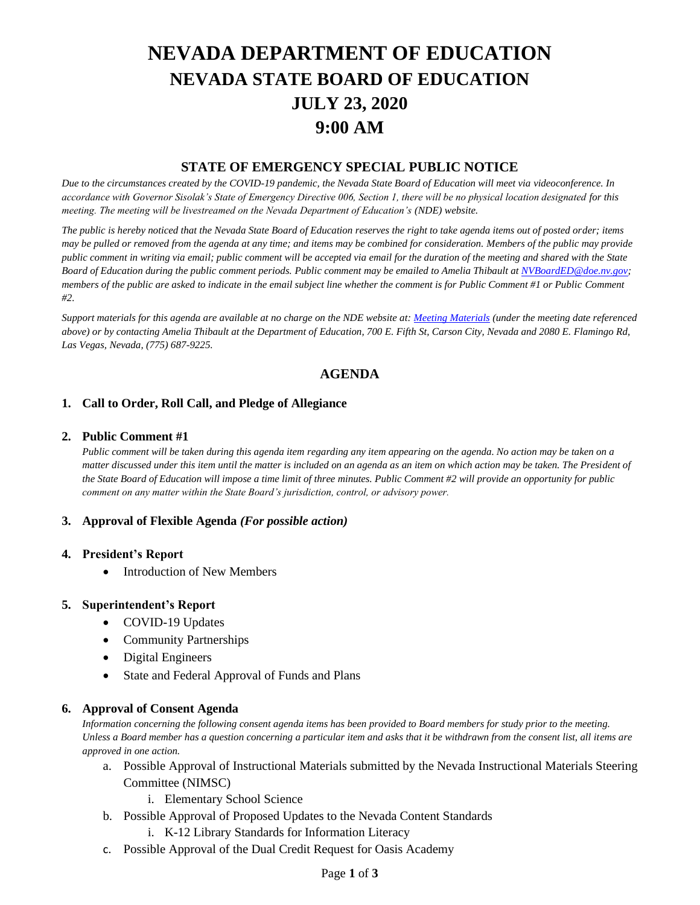# NEVADA DEPARTMENT OF EDUCATION
# NEVADA STATE BOARD OF EDUCATION
# JULY 23, 2020
# 9:00 AM

## STATE OF EMERGENCY SPECIAL PUBLIC NOTICE

*Due to the circumstances created by the COVID-19 pandemic, the Nevada State Board of Education will meet via videoconference. In accordance with Governor Sisolak's State of Emergency Directive 006, Section 1, there will be no physical location designated for this meeting. The meeting will be livestreamed on the Nevada Department of Education's (NDE) website.*

*The public is hereby noticed that the Nevada State Board of Education reserves the right to take agenda items out of posted order; items may be pulled or removed from the agenda at any time; and items may be combined for consideration. Members of the public may provide public comment in writing via email; public comment will be accepted via email for the duration of the meeting and shared with the State Board of Education during the public comment periods. Public comment may be emailed to Amelia Thibault at NVBoardED@doe.nv.gov; members of the public are asked to indicate in the email subject line whether the comment is for Public Comment #1 or Public Comment #2.*

*Support materials for this agenda are available at no charge on the NDE website at: Meeting Materials (under the meeting date referenced above) or by contacting Amelia Thibault at the Department of Education, 700 E. Fifth St, Carson City, Nevada and 2080 E. Flamingo Rd, Las Vegas, Nevada, (775) 687-9225.*

## AGENDA

**1. Call to Order, Roll Call, and Pledge of Allegiance**

**2. Public Comment #1**

*Public comment will be taken during this agenda item regarding any item appearing on the agenda. No action may be taken on a matter discussed under this item until the matter is included on an agenda as an item on which action may be taken. The President of the State Board of Education will impose a time limit of three minutes. Public Comment #2 will provide an opportunity for public comment on any matter within the State Board's jurisdiction, control, or advisory power.*

**3. Approval of Flexible Agenda *(For possible action)***

**4. President's Report**

- Introduction of New Members

**5. Superintendent's Report**

- COVID-19 Updates
- Community Partnerships
- Digital Engineers
- State and Federal Approval of Funds and Plans

**6. Approval of Consent Agenda**

*Information concerning the following consent agenda items has been provided to Board members for study prior to the meeting. Unless a Board member has a question concerning a particular item and asks that it be withdrawn from the consent list, all items are approved in one action.*

a. Possible Approval of Instructional Materials submitted by the Nevada Instructional Materials Steering Committee (NIMSC)
   i. Elementary School Science

b. Possible Approval of Proposed Updates to the Nevada Content Standards
   i. K-12 Library Standards for Information Literacy

c. Possible Approval of the Dual Credit Request for Oasis Academy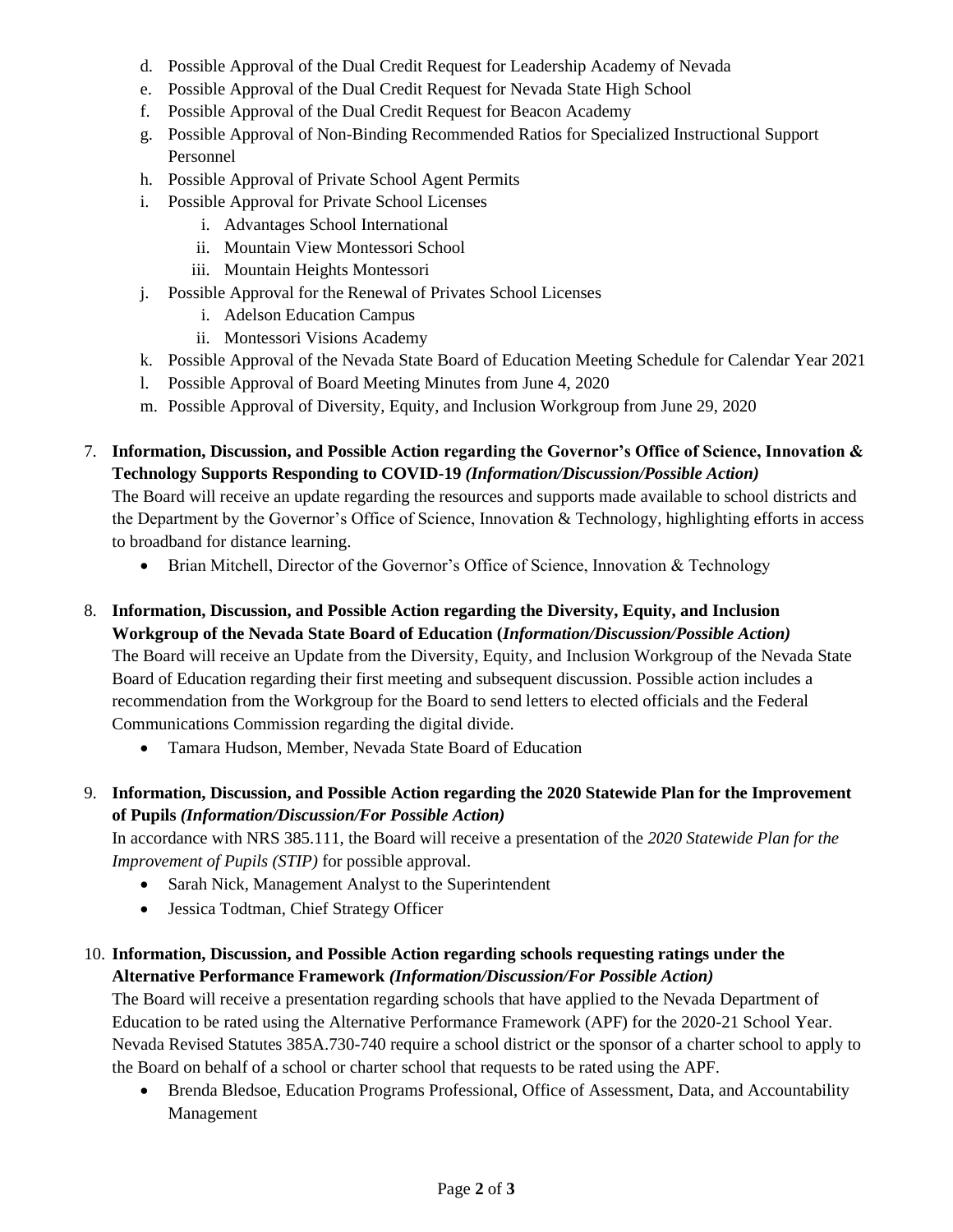d. Possible Approval of the Dual Credit Request for Leadership Academy of Nevada
e. Possible Approval of the Dual Credit Request for Nevada State High School
f. Possible Approval of the Dual Credit Request for Beacon Academy
g. Possible Approval of Non-Binding Recommended Ratios for Specialized Instructional Support Personnel
h. Possible Approval of Private School Agent Permits
i. Possible Approval for Private School Licenses
    i. Advantages School International
    ii. Mountain View Montessori School
    iii. Mountain Heights Montessori
j. Possible Approval for the Renewal of Privates School Licenses
    i. Adelson Education Campus
    ii. Montessori Visions Academy
k. Possible Approval of the Nevada State Board of Education Meeting Schedule for Calendar Year 2021
l. Possible Approval of Board Meeting Minutes from June 4, 2020
m. Possible Approval of Diversity, Equity, and Inclusion Workgroup from June 29, 2020

7. **Information, Discussion, and Possible Action regarding the Governor's Office of Science, Innovation & Technology Supports Responding to COVID-19** ***(Information/Discussion/Possible Action)***
   The Board will receive an update regarding the resources and supports made available to school districts and the Department by the Governor's Office of Science, Innovation & Technology, highlighting efforts in access to broadband for distance learning.
   - Brian Mitchell, Director of the Governor's Office of Science, Innovation & Technology

8. **Information, Discussion, and Possible Action regarding the Diversity, Equity, and Inclusion Workgroup of the Nevada State Board of Education (*Information/Discussion/Possible Action)***
   The Board will receive an Update from the Diversity, Equity, and Inclusion Workgroup of the Nevada State Board of Education regarding their first meeting and subsequent discussion. Possible action includes a recommendation from the Workgroup for the Board to send letters to elected officials and the Federal Communications Commission regarding the digital divide.
   - Tamara Hudson, Member, Nevada State Board of Education

9. **Information, Discussion, and Possible Action regarding the 2020 Statewide Plan for the Improvement of Pupils** ***(Information/Discussion/For Possible Action)***
   In accordance with NRS 385.111, the Board will receive a presentation of the *2020 Statewide Plan for the Improvement of Pupils (STIP)* for possible approval.
   - Sarah Nick, Management Analyst to the Superintendent
   - Jessica Todtman, Chief Strategy Officer

10. **Information, Discussion, and Possible Action regarding schools requesting ratings under the Alternative Performance Framework** ***(Information/Discussion/For Possible Action)***
    The Board will receive a presentation regarding schools that have applied to the Nevada Department of Education to be rated using the Alternative Performance Framework (APF) for the 2020-21 School Year. Nevada Revised Statutes 385A.730-740 require a school district or the sponsor of a charter school to apply to the Board on behalf of a school or charter school that requests to be rated using the APF.
    - Brenda Bledsoe, Education Programs Professional, Office of Assessment, Data, and Accountability Management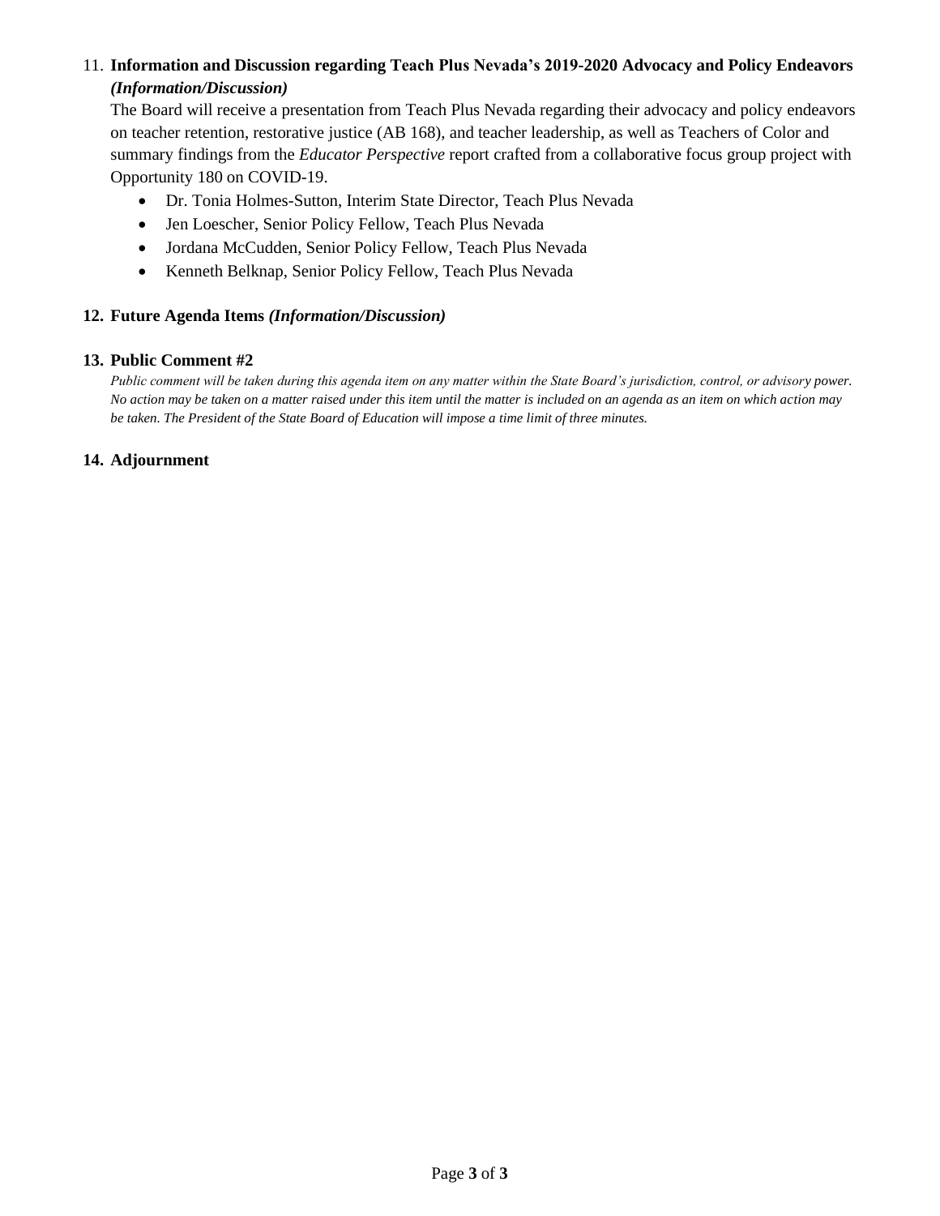11. **Information and Discussion regarding Teach Plus Nevada's 2019-2020 Advocacy and Policy Endeavors *(Information/Discussion)***

    The Board will receive a presentation from Teach Plus Nevada regarding their advocacy and policy endeavors on teacher retention, restorative justice (AB 168), and teacher leadership, as well as Teachers of Color and summary findings from the *Educator Perspective* report crafted from a collaborative focus group project with Opportunity 180 on COVID-19.

    - Dr. Tonia Holmes-Sutton, Interim State Director, Teach Plus Nevada
    - Jen Loescher, Senior Policy Fellow, Teach Plus Nevada
    - Jordana McCudden, Senior Policy Fellow, Teach Plus Nevada
    - Kenneth Belknap, Senior Policy Fellow, Teach Plus Nevada

12. **Future Agenda Items *(Information/Discussion)***

13. **Public Comment #2**

    *Public comment will be taken during this agenda item on any matter within the State Board's jurisdiction, control, or advisory power. No action may be taken on a matter raised under this item until the matter is included on an agenda as an item on which action may be taken. The President of the State Board of Education will impose a time limit of three minutes.*

14. **Adjournment**